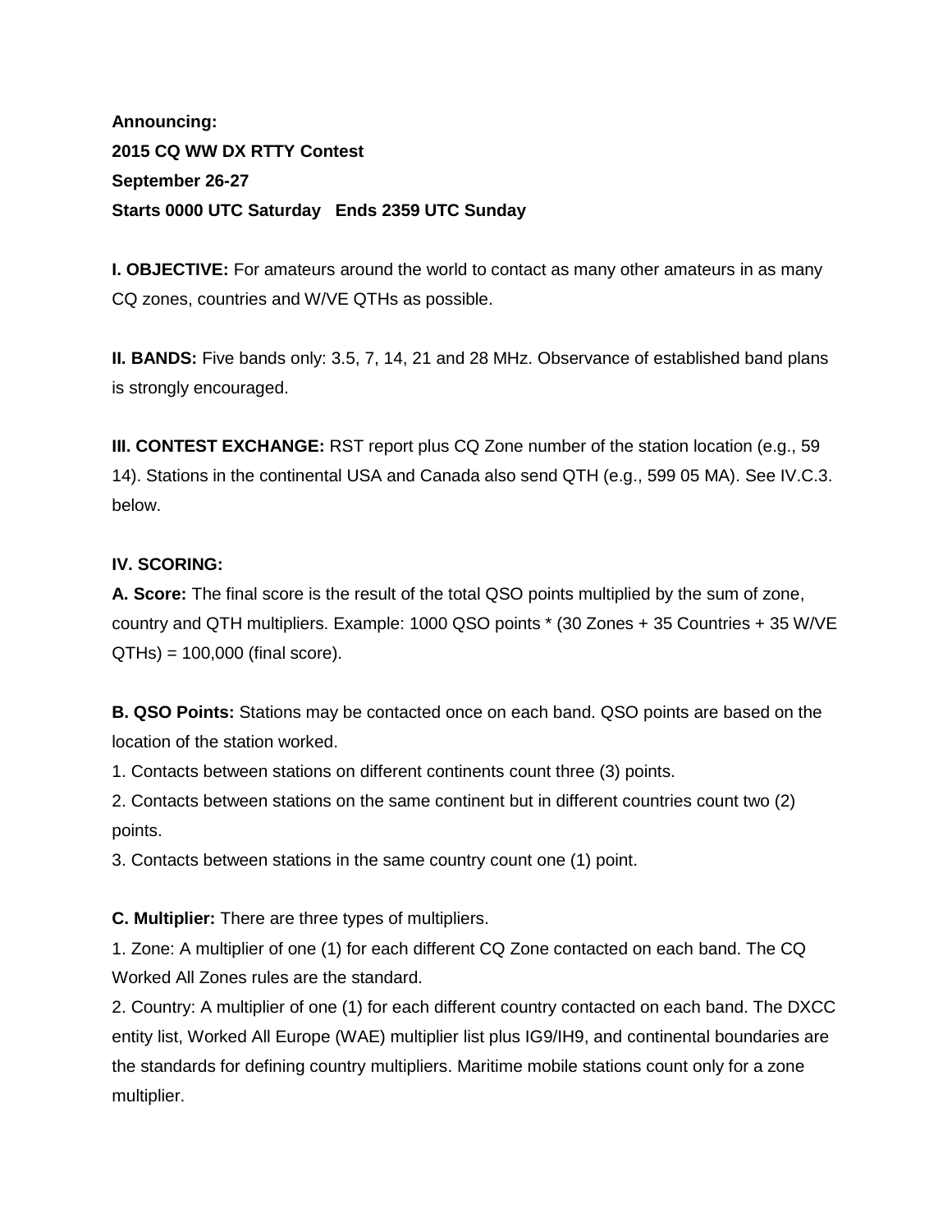**Announcing:**
**2015 CQ WW DX RTTY Contest**
**September 26-27**
**Starts 0000 UTC Saturday   Ends 2359 UTC Sunday**

**I. OBJECTIVE:** For amateurs around the world to contact as many other amateurs in as many CQ zones, countries and W/VE QTHs as possible.

**II. BANDS:** Five bands only: 3.5, 7, 14, 21 and 28 MHz. Observance of established band plans is strongly encouraged.

**III. CONTEST EXCHANGE:** RST report plus CQ Zone number of the station location (e.g., 59 14). Stations in the continental USA and Canada also send QTH (e.g., 599 05 MA). See IV.C.3. below.

**IV. SCORING:**

**A. Score:** The final score is the result of the total QSO points multiplied by the sum of zone, country and QTH multipliers. Example: 1000 QSO points * (30 Zones + 35 Countries + 35 W/VE QTHs) = 100,000 (final score).

**B. QSO Points:** Stations may be contacted once on each band. QSO points are based on the location of the station worked.

1. Contacts between stations on different continents count three (3) points.
2. Contacts between stations on the same continent but in different countries count two (2) points.
3. Contacts between stations in the same country count one (1) point.

**C. Multiplier:** There are three types of multipliers.

1. Zone: A multiplier of one (1) for each different CQ Zone contacted on each band. The CQ Worked All Zones rules are the standard.
2. Country: A multiplier of one (1) for each different country contacted on each band. The DXCC entity list, Worked All Europe (WAE) multiplier list plus IG9/IH9, and continental boundaries are the standards for defining country multipliers. Maritime mobile stations count only for a zone multiplier.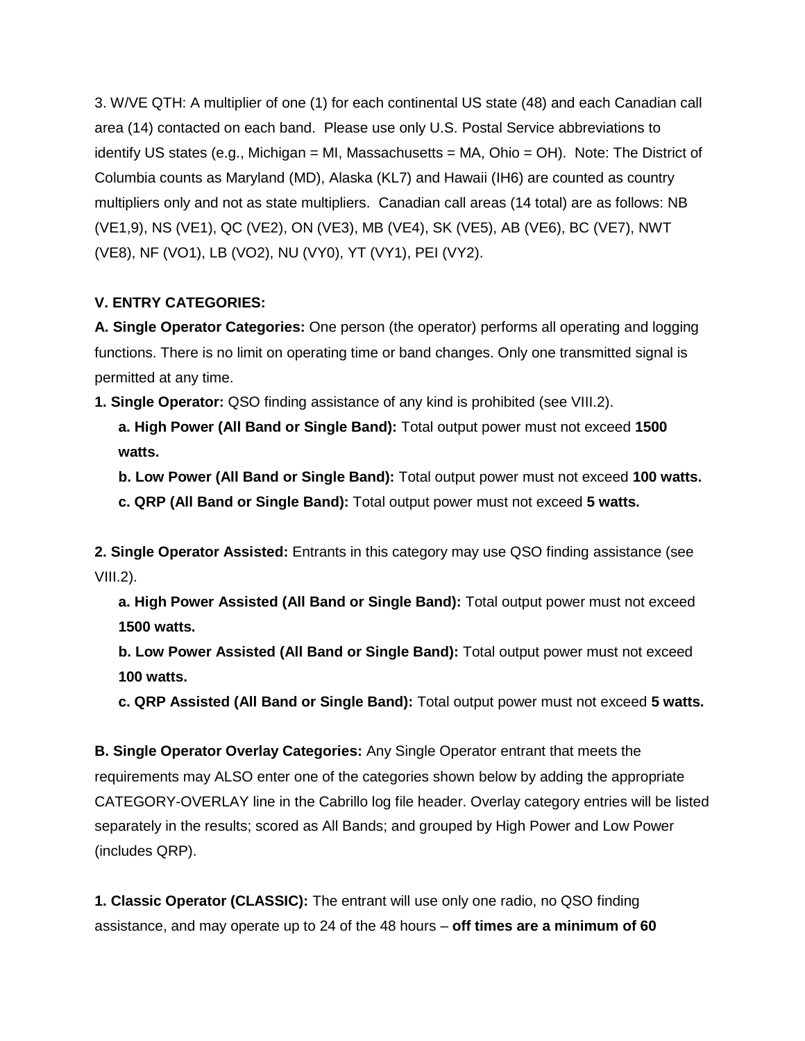3. W/VE QTH: A multiplier of one (1) for each continental US state (48) and each Canadian call area (14) contacted on each band. Please use only U.S. Postal Service abbreviations to identify US states (e.g., Michigan = MI, Massachusetts = MA, Ohio = OH). Note: The District of Columbia counts as Maryland (MD), Alaska (KL7) and Hawaii (IH6) are counted as country multipliers only and not as state multipliers. Canadian call areas (14 total) are as follows: NB (VE1,9), NS (VE1), QC (VE2), ON (VE3), MB (VE4), SK (VE5), AB (VE6), BC (VE7), NWT (VE8), NF (VO1), LB (VO2), NU (VY0), YT (VY1), PEI (VY2).

## V. ENTRY CATEGORIES:

**A. Single Operator Categories:** One person (the operator) performs all operating and logging functions. There is no limit on operating time or band changes. Only one transmitted signal is permitted at any time.

**1. Single Operator:** QSO finding assistance of any kind is prohibited (see VIII.2).

- **a. High Power (All Band or Single Band):** Total output power must not exceed **1500 watts.**
- **b. Low Power (All Band or Single Band):** Total output power must not exceed **100 watts.**
- **c. QRP (All Band or Single Band):** Total output power must not exceed **5 watts.**

**2. Single Operator Assisted:** Entrants in this category may use QSO finding assistance (see VIII.2).

- **a. High Power Assisted (All Band or Single Band):** Total output power must not exceed **1500 watts.**
- **b. Low Power Assisted (All Band or Single Band):** Total output power must not exceed **100 watts.**
- **c. QRP Assisted (All Band or Single Band):** Total output power must not exceed **5 watts.**

**B. Single Operator Overlay Categories:** Any Single Operator entrant that meets the requirements may ALSO enter one of the categories shown below by adding the appropriate CATEGORY-OVERLAY line in the Cabrillo log file header. Overlay category entries will be listed separately in the results; scored as All Bands; and grouped by High Power and Low Power (includes QRP).

**1. Classic Operator (CLASSIC):** The entrant will use only one radio, no QSO finding assistance, and may operate up to 24 of the 48 hours – **off times are a minimum of 60**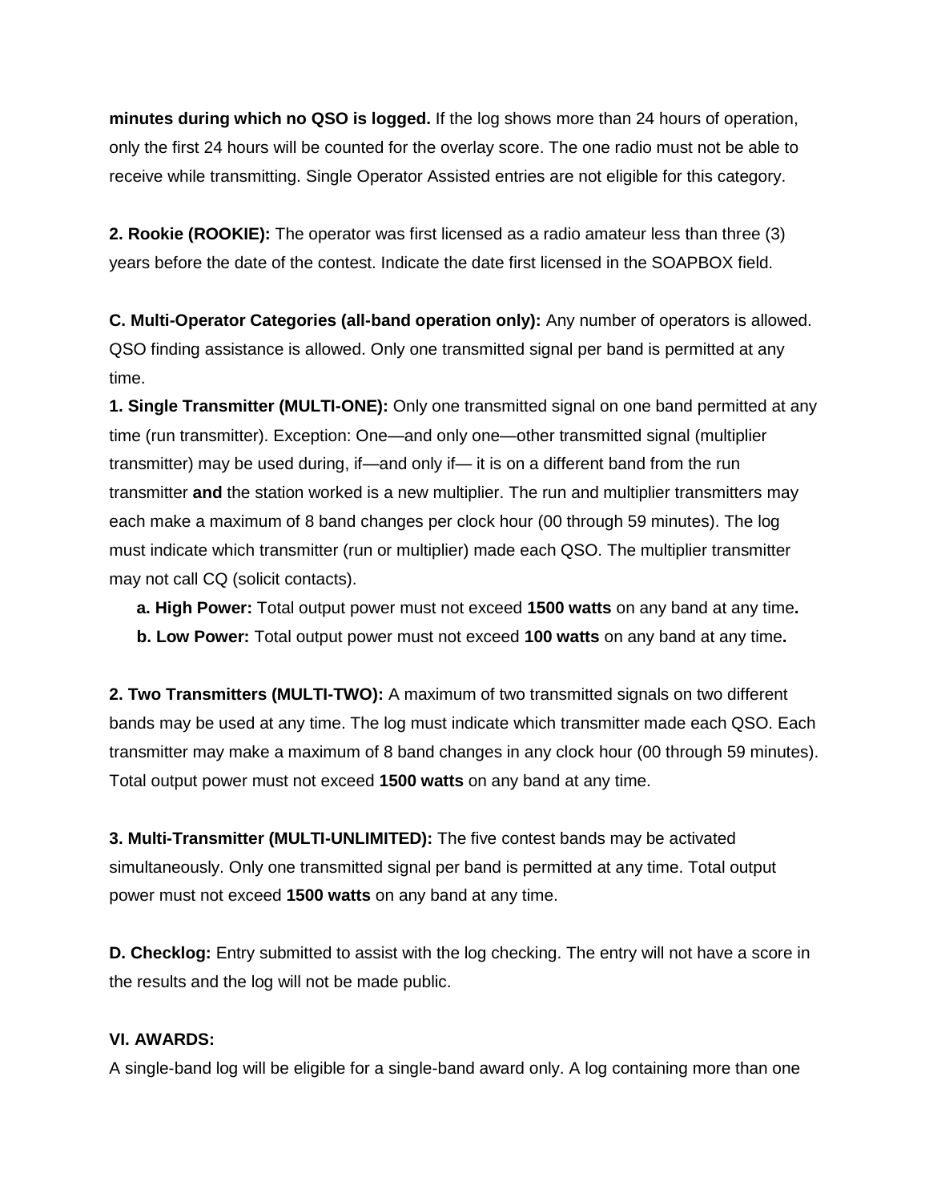**minutes during which no QSO is logged.** If the log shows more than 24 hours of operation, only the first 24 hours will be counted for the overlay score. The one radio must not be able to receive while transmitting. Single Operator Assisted entries are not eligible for this category.

**2. Rookie (ROOKIE):** The operator was first licensed as a radio amateur less than three (3) years before the date of the contest. Indicate the date first licensed in the SOAPBOX field.

**C. Multi-Operator Categories (all-band operation only):** Any number of operators is allowed. QSO finding assistance is allowed. Only one transmitted signal per band is permitted at any time.

**1. Single Transmitter (MULTI-ONE):** Only one transmitted signal on one band permitted at any time (run transmitter). Exception: One—and only one—other transmitted signal (multiplier transmitter) may be used during, if—and only if— it is on a different band from the run transmitter **and** the station worked is a new multiplier. The run and multiplier transmitters may each make a maximum of 8 band changes per clock hour (00 through 59 minutes). The log must indicate which transmitter (run or multiplier) made each QSO. The multiplier transmitter may not call CQ (solicit contacts).

- **a. High Power:** Total output power must not exceed **1500 watts** on any band at any time**.**
- **b. Low Power:** Total output power must not exceed **100 watts** on any band at any time**.**

**2. Two Transmitters (MULTI-TWO):** A maximum of two transmitted signals on two different bands may be used at any time. The log must indicate which transmitter made each QSO. Each transmitter may make a maximum of 8 band changes in any clock hour (00 through 59 minutes). Total output power must not exceed **1500 watts** on any band at any time.

**3. Multi-Transmitter (MULTI-UNLIMITED):** The five contest bands may be activated simultaneously. Only one transmitted signal per band is permitted at any time. Total output power must not exceed **1500 watts** on any band at any time.

**D. Checklog:** Entry submitted to assist with the log checking. The entry will not have a score in the results and the log will not be made public.

## VI. AWARDS:

A single-band log will be eligible for a single-band award only. A log containing more than one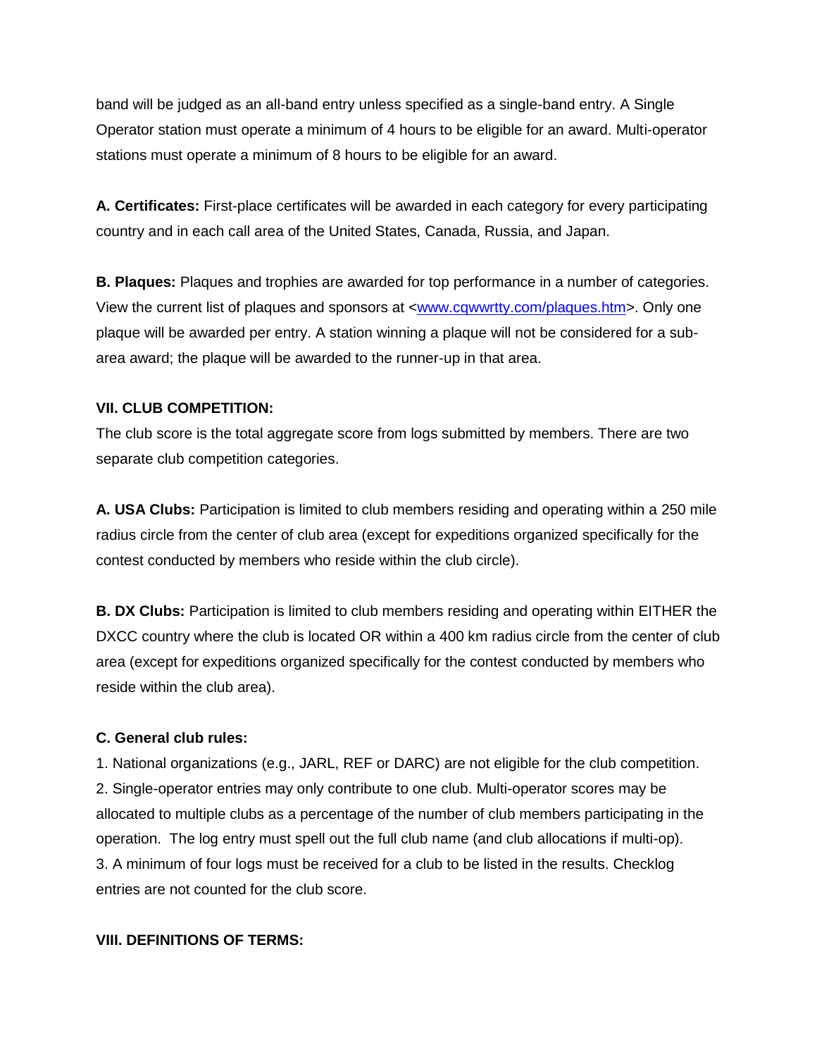band will be judged as an all-band entry unless specified as a single-band entry. A Single Operator station must operate a minimum of 4 hours to be eligible for an award. Multi-operator stations must operate a minimum of 8 hours to be eligible for an award.

**A. Certificates:** First-place certificates will be awarded in each category for every participating country and in each call area of the United States, Canada, Russia, and Japan.

**B. Plaques:** Plaques and trophies are awarded for top performance in a number of categories. View the current list of plaques and sponsors at <www.cqwwrtty.com/plaques.htm>. Only one plaque will be awarded per entry. A station winning a plaque will not be considered for a sub-area award; the plaque will be awarded to the runner-up in that area.

**VII. CLUB COMPETITION:**

The club score is the total aggregate score from logs submitted by members. There are two separate club competition categories.

**A. USA Clubs:** Participation is limited to club members residing and operating within a 250 mile radius circle from the center of club area (except for expeditions organized specifically for the contest conducted by members who reside within the club circle).

**B. DX Clubs:** Participation is limited to club members residing and operating within EITHER the DXCC country where the club is located OR within a 400 km radius circle from the center of club area (except for expeditions organized specifically for the contest conducted by members who reside within the club area).

**C. General club rules:**

1. National organizations (e.g., JARL, REF or DARC) are not eligible for the club competition.
2. Single-operator entries may only contribute to one club. Multi-operator scores may be allocated to multiple clubs as a percentage of the number of club members participating in the operation. The log entry must spell out the full club name (and club allocations if multi-op).
3. A minimum of four logs must be received for a club to be listed in the results. Checklog entries are not counted for the club score.

**VIII. DEFINITIONS OF TERMS:**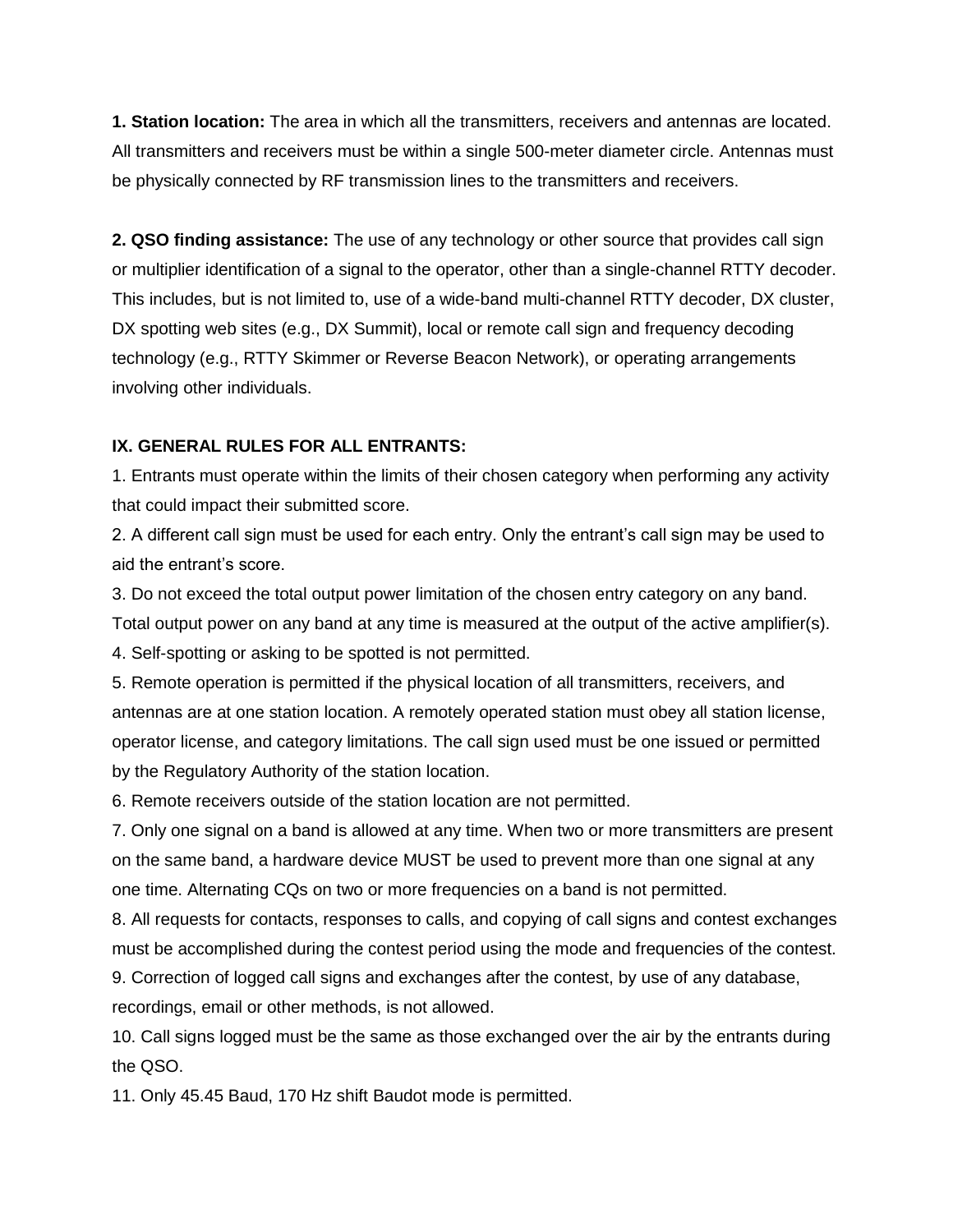**1. Station location:** The area in which all the transmitters, receivers and antennas are located. All transmitters and receivers must be within a single 500-meter diameter circle. Antennas must be physically connected by RF transmission lines to the transmitters and receivers.

**2. QSO finding assistance:** The use of any technology or other source that provides call sign or multiplier identification of a signal to the operator, other than a single-channel RTTY decoder. This includes, but is not limited to, use of a wide-band multi-channel RTTY decoder, DX cluster, DX spotting web sites (e.g., DX Summit), local or remote call sign and frequency decoding technology (e.g., RTTY Skimmer or Reverse Beacon Network), or operating arrangements involving other individuals.

### IX. GENERAL RULES FOR ALL ENTRANTS:

1. Entrants must operate within the limits of their chosen category when performing any activity that could impact their submitted score.
2. A different call sign must be used for each entry. Only the entrant's call sign may be used to aid the entrant's score.
3. Do not exceed the total output power limitation of the chosen entry category on any band. Total output power on any band at any time is measured at the output of the active amplifier(s).
4. Self-spotting or asking to be spotted is not permitted.
5. Remote operation is permitted if the physical location of all transmitters, receivers, and antennas are at one station location. A remotely operated station must obey all station license, operator license, and category limitations. The call sign used must be one issued or permitted by the Regulatory Authority of the station location.
6. Remote receivers outside of the station location are not permitted.
7. Only one signal on a band is allowed at any time. When two or more transmitters are present on the same band, a hardware device MUST be used to prevent more than one signal at any one time. Alternating CQs on two or more frequencies on a band is not permitted.
8. All requests for contacts, responses to calls, and copying of call signs and contest exchanges must be accomplished during the contest period using the mode and frequencies of the contest.
9. Correction of logged call signs and exchanges after the contest, by use of any database, recordings, email or other methods, is not allowed.
10. Call signs logged must be the same as those exchanged over the air by the entrants during the QSO.
11. Only 45.45 Baud, 170 Hz shift Baudot mode is permitted.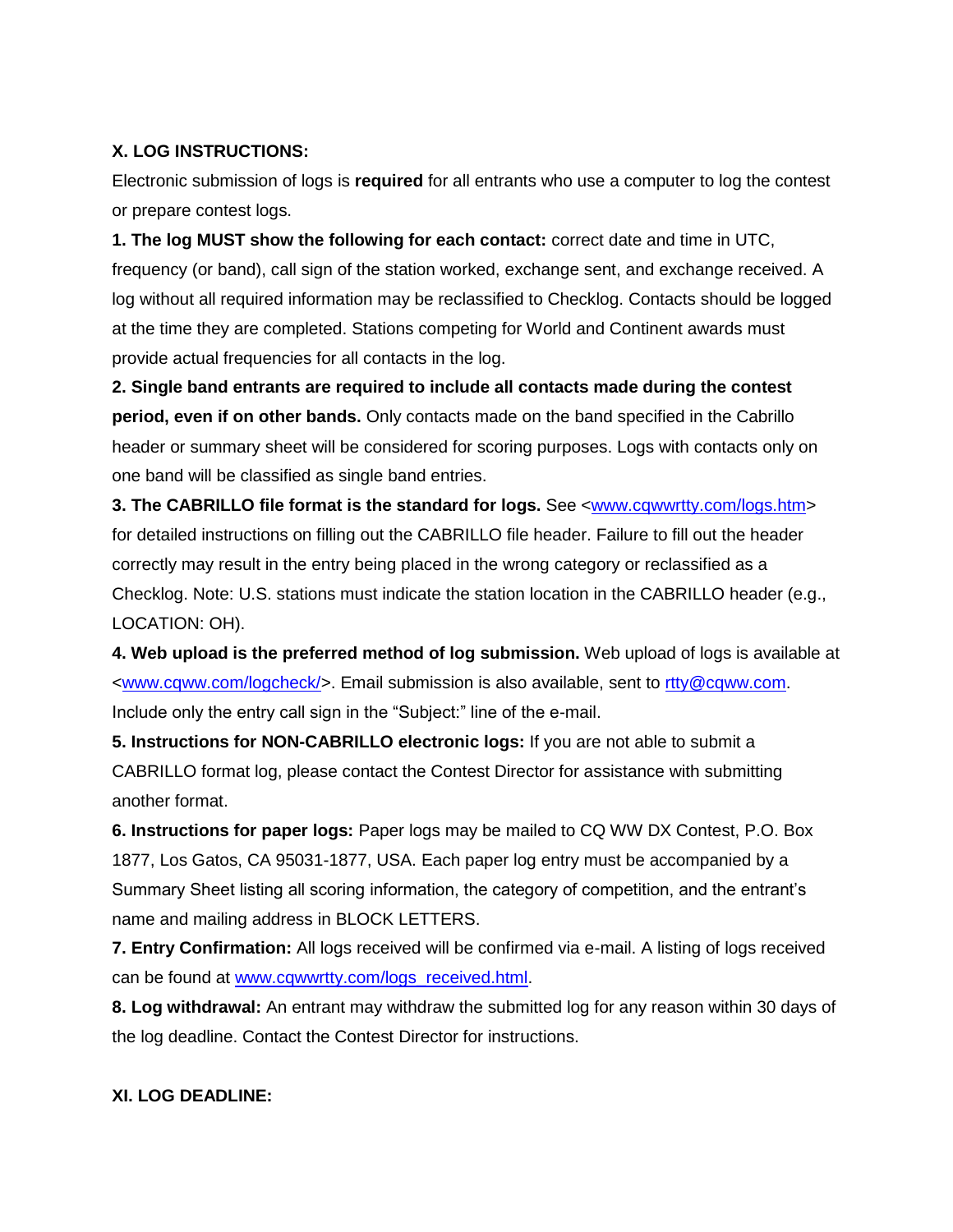### X. LOG INSTRUCTIONS:

Electronic submission of logs is **required** for all entrants who use a computer to log the contest or prepare contest logs.

**1. The log MUST show the following for each contact:** correct date and time in UTC, frequency (or band), call sign of the station worked, exchange sent, and exchange received. A log without all required information may be reclassified to Checklog. Contacts should be logged at the time they are completed. Stations competing for World and Continent awards must provide actual frequencies for all contacts in the log.

**2. Single band entrants are required to include all contacts made during the contest period, even if on other bands.** Only contacts made on the band specified in the Cabrillo header or summary sheet will be considered for scoring purposes. Logs with contacts only on one band will be classified as single band entries.

**3. The CABRILLO file format is the standard for logs.** See <www.cqwwrtty.com/logs.htm> for detailed instructions on filling out the CABRILLO file header. Failure to fill out the header correctly may result in the entry being placed in the wrong category or reclassified as a Checklog. Note: U.S. stations must indicate the station location in the CABRILLO header (e.g., LOCATION: OH).

**4. Web upload is the preferred method of log submission.** Web upload of logs is available at <www.cqww.com/logcheck/>. Email submission is also available, sent to rtty@cqww.com. Include only the entry call sign in the "Subject:" line of the e-mail.

**5. Instructions for NON-CABRILLO electronic logs:** If you are not able to submit a CABRILLO format log, please contact the Contest Director for assistance with submitting another format.

**6. Instructions for paper logs:** Paper logs may be mailed to CQ WW DX Contest, P.O. Box 1877, Los Gatos, CA 95031-1877, USA. Each paper log entry must be accompanied by a Summary Sheet listing all scoring information, the category of competition, and the entrant's name and mailing address in BLOCK LETTERS.

**7. Entry Confirmation:** All logs received will be confirmed via e-mail. A listing of logs received can be found at www.cqwwrtty.com/logs_received.html.

**8. Log withdrawal:** An entrant may withdraw the submitted log for any reason within 30 days of the log deadline. Contact the Contest Director for instructions.

### XI. LOG DEADLINE: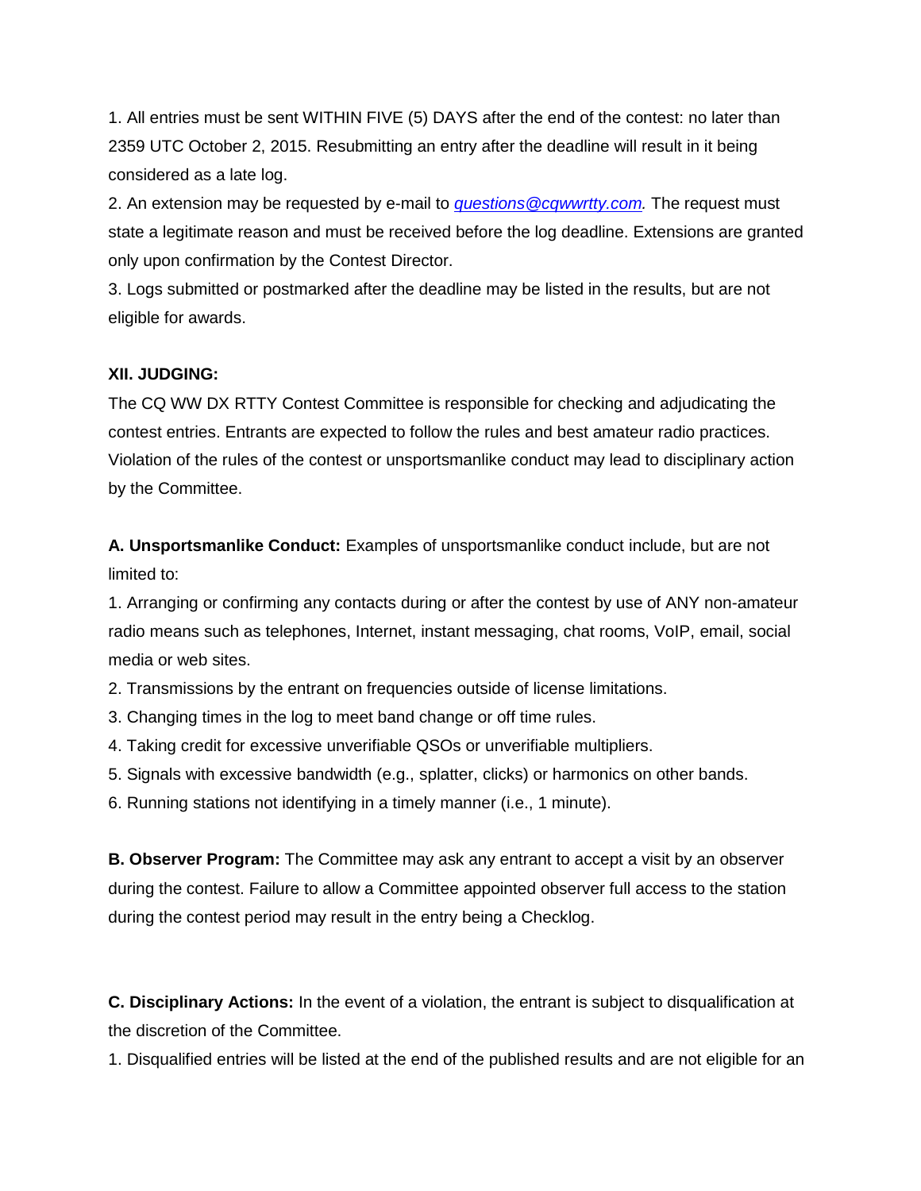1. All entries must be sent WITHIN FIVE (5) DAYS after the end of the contest: no later than 2359 UTC October 2, 2015. Resubmitting an entry after the deadline will result in it being considered as a late log.
2. An extension may be requested by e-mail to *questions@cqwwrtty.com.* The request must state a legitimate reason and must be received before the log deadline. Extensions are granted only upon confirmation by the Contest Director.
3. Logs submitted or postmarked after the deadline may be listed in the results, but are not eligible for awards.

**XII. JUDGING:**

The CQ WW DX RTTY Contest Committee is responsible for checking and adjudicating the contest entries. Entrants are expected to follow the rules and best amateur radio practices. Violation of the rules of the contest or unsportsmanlike conduct may lead to disciplinary action by the Committee.

**A. Unsportsmanlike Conduct:** Examples of unsportsmanlike conduct include, but are not limited to:

1. Arranging or confirming any contacts during or after the contest by use of ANY non-amateur radio means such as telephones, Internet, instant messaging, chat rooms, VoIP, email, social media or web sites.
2. Transmissions by the entrant on frequencies outside of license limitations.
3. Changing times in the log to meet band change or off time rules.
4. Taking credit for excessive unverifiable QSOs or unverifiable multipliers.
5. Signals with excessive bandwidth (e.g., splatter, clicks) or harmonics on other bands.
6. Running stations not identifying in a timely manner (i.e., 1 minute).

**B. Observer Program:** The Committee may ask any entrant to accept a visit by an observer during the contest. Failure to allow a Committee appointed observer full access to the station during the contest period may result in the entry being a Checklog.

**C. Disciplinary Actions:** In the event of a violation, the entrant is subject to disqualification at the discretion of the Committee.

1. Disqualified entries will be listed at the end of the published results and are not eligible for an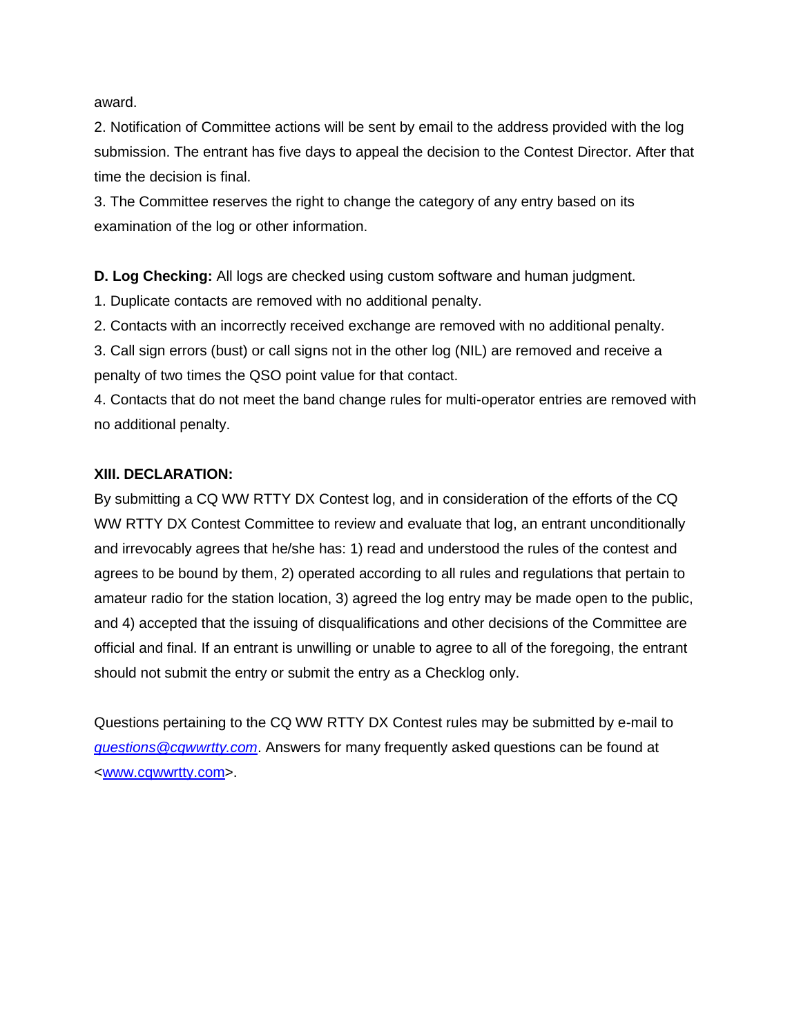award.

2. Notification of Committee actions will be sent by email to the address provided with the log submission. The entrant has five days to appeal the decision to the Contest Director. After that time the decision is final.

3. The Committee reserves the right to change the category of any entry based on its examination of the log or other information.

**D. Log Checking:** All logs are checked using custom software and human judgment.

1. Duplicate contacts are removed with no additional penalty.

2. Contacts with an incorrectly received exchange are removed with no additional penalty.

3. Call sign errors (bust) or call signs not in the other log (NIL) are removed and receive a penalty of two times the QSO point value for that contact.

4. Contacts that do not meet the band change rules for multi-operator entries are removed with no additional penalty.

**XIII. DECLARATION:**

By submitting a CQ WW RTTY DX Contest log, and in consideration of the efforts of the CQ WW RTTY DX Contest Committee to review and evaluate that log, an entrant unconditionally and irrevocably agrees that he/she has: 1) read and understood the rules of the contest and agrees to be bound by them, 2) operated according to all rules and regulations that pertain to amateur radio for the station location, 3) agreed the log entry may be made open to the public, and 4) accepted that the issuing of disqualifications and other decisions of the Committee are official and final. If an entrant is unwilling or unable to agree to all of the foregoing, the entrant should not submit the entry or submit the entry as a Checklog only.

Questions pertaining to the CQ WW RTTY DX Contest rules may be submitted by e-mail to *questions@cqwwrtty.com*. Answers for many frequently asked questions can be found at <www.cqwwrtty.com>.